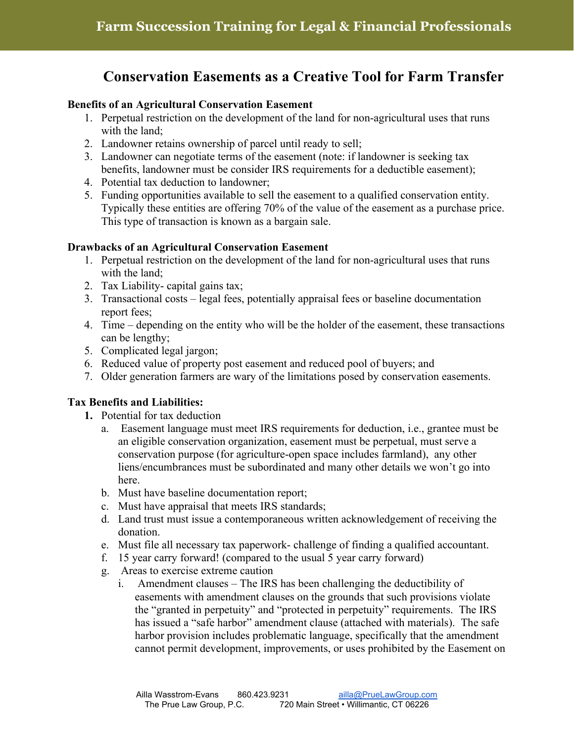# Conservation Easements as a Creative Tool for Farm Transfer

**Benefits of an Agricultural Conservation Easement**

1. Perpetual restriction on the development of the land for non-agricultural uses that runs with the land;
2. Landowner retains ownership of parcel until ready to sell;
3. Landowner can negotiate terms of the easement (note: if landowner is seeking tax benefits, landowner must be consider IRS requirements for a deductible easement);
4. Potential tax deduction to landowner;
5. Funding opportunities available to sell the easement to a qualified conservation entity. Typically these entities are offering 70% of the value of the easement as a purchase price. This type of transaction is known as a bargain sale.

**Drawbacks of an Agricultural Conservation Easement**

1. Perpetual restriction on the development of the land for non-agricultural uses that runs with the land;
2. Tax Liability- capital gains tax;
3. Transactional costs – legal fees, potentially appraisal fees or baseline documentation report fees;
4. Time – depending on the entity who will be the holder of the easement, these transactions can be lengthy;
5. Complicated legal jargon;
6. Reduced value of property post easement and reduced pool of buyers; and
7. Older generation farmers are wary of the limitations posed by conservation easements.

**Tax Benefits and Liabilities:**

1. Potential for tax deduction
   a. Easement language must meet IRS requirements for deduction, i.e., grantee must be an eligible conservation organization, easement must be perpetual, must serve a conservation purpose (for agriculture-open space includes farmland), any other liens/encumbrances must be subordinated and many other details we won't go into here.
   b. Must have baseline documentation report;
   c. Must have appraisal that meets IRS standards;
   d. Land trust must issue a contemporaneous written acknowledgement of receiving the donation.
   e. Must file all necessary tax paperwork- challenge of finding a qualified accountant.
   f. 15 year carry forward! (compared to the usual 5 year carry forward)
   g. Areas to exercise extreme caution
      i. Amendment clauses – The IRS has been challenging the deductibility of easements with amendment clauses on the grounds that such provisions violate the "granted in perpetuity" and "protected in perpetuity" requirements. The IRS has issued a "safe harbor" amendment clause (attached with materials). The safe harbor provision includes problematic language, specifically that the amendment cannot permit development, improvements, or uses prohibited by the Easement on

Ailla Wasstrom-Evans 860.423.9231 ailla@PrueLawGroup.com
The Prue Law Group, P.C. 720 Main Street • Willimantic, CT 06226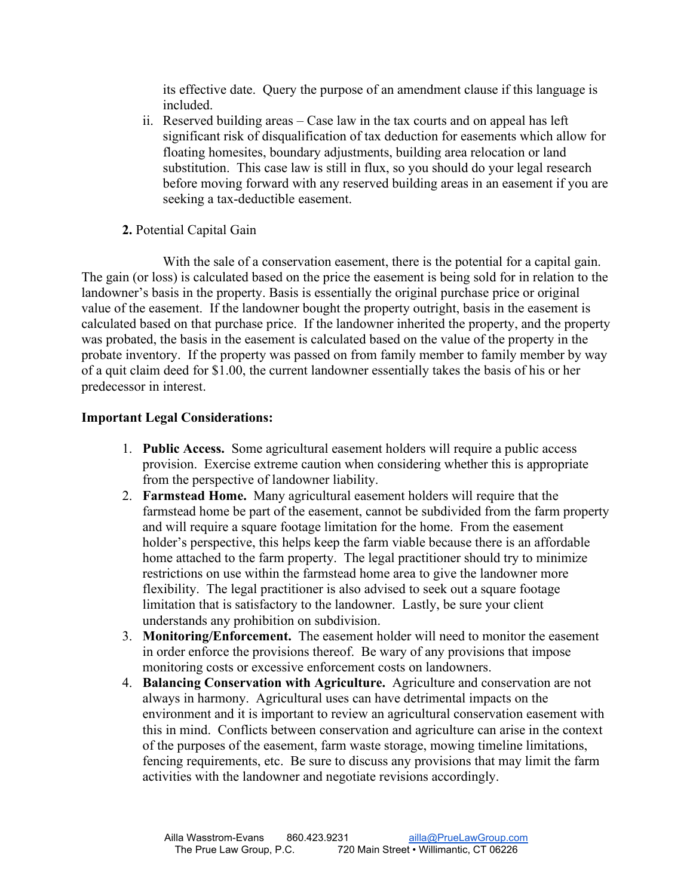its effective date. Query the purpose of an amendment clause if this language is included.

ii. Reserved building areas – Case law in the tax courts and on appeal has left significant risk of disqualification of tax deduction for easements which allow for floating homesites, boundary adjustments, building area relocation or land substitution. This case law is still in flux, so you should do your legal research before moving forward with any reserved building areas in an easement if you are seeking a tax-deductible easement.

**2.** Potential Capital Gain

With the sale of a conservation easement, there is the potential for a capital gain. The gain (or loss) is calculated based on the price the easement is being sold for in relation to the landowner's basis in the property. Basis is essentially the original purchase price or original value of the easement. If the landowner bought the property outright, basis in the easement is calculated based on that purchase price. If the landowner inherited the property, and the property was probated, the basis in the easement is calculated based on the value of the property in the probate inventory. If the property was passed on from family member to family member by way of a quit claim deed for $1.00, the current landowner essentially takes the basis of his or her predecessor in interest.

**Important Legal Considerations:**

1. **Public Access.** Some agricultural easement holders will require a public access provision. Exercise extreme caution when considering whether this is appropriate from the perspective of landowner liability.
2. **Farmstead Home.** Many agricultural easement holders will require that the farmstead home be part of the easement, cannot be subdivided from the farm property and will require a square footage limitation for the home. From the easement holder's perspective, this helps keep the farm viable because there is an affordable home attached to the farm property. The legal practitioner should try to minimize restrictions on use within the farmstead home area to give the landowner more flexibility. The legal practitioner is also advised to seek out a square footage limitation that is satisfactory to the landowner. Lastly, be sure your client understands any prohibition on subdivision.
3. **Monitoring/Enforcement.** The easement holder will need to monitor the easement in order enforce the provisions thereof. Be wary of any provisions that impose monitoring costs or excessive enforcement costs on landowners.
4. **Balancing Conservation with Agriculture.** Agriculture and conservation are not always in harmony. Agricultural uses can have detrimental impacts on the environment and it is important to review an agricultural conservation easement with this in mind. Conflicts between conservation and agriculture can arise in the context of the purposes of the easement, farm waste storage, mowing timeline limitations, fencing requirements, etc. Be sure to discuss any provisions that may limit the farm activities with the landowner and negotiate revisions accordingly.